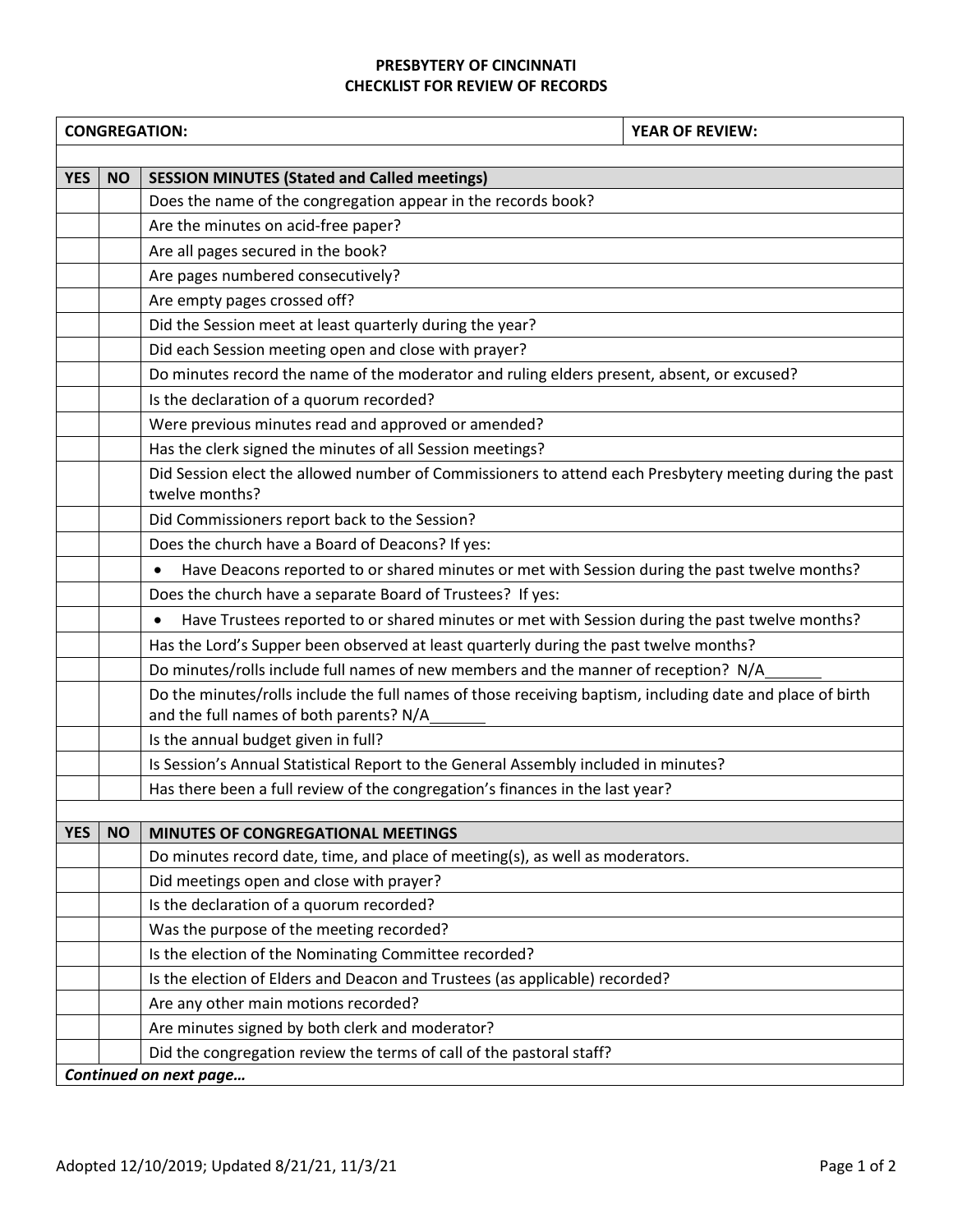# PRESBYTERY OF CINCINNATI
## CHECKLIST FOR REVIEW OF RECORDS

| CONGREGATION: | YEAR OF REVIEW: |
|---|---|

| YES | NO | SESSION MINUTES (Stated and Called meetings) |
|---|---|---|
| | | Does the name of the congregation appear in the records book? |
| | | Are the minutes on acid-free paper? |
| | | Are all pages secured in the book? |
| | | Are pages numbered consecutively? |
| | | Are empty pages crossed off? |
| | | Did the Session meet at least quarterly during the year? |
| | | Did each Session meeting open and close with prayer? |
| | | Do minutes record the name of the moderator and ruling elders present, absent, or excused? |
| | | Is the declaration of a quorum recorded? |
| | | Were previous minutes read and approved or amended? |
| | | Has the clerk signed the minutes of all Session meetings? |
| | | Did Session elect the allowed number of Commissioners to attend each Presbytery meeting during the past twelve months? |
| | | Did Commissioners report back to the Session? |
| | | Does the church have a Board of Deacons? If yes: |
| | | • Have Deacons reported to or shared minutes or met with Session during the past twelve months? |
| | | Does the church have a separate Board of Trustees? If yes: |
| | | • Have Trustees reported to or shared minutes or met with Session during the past twelve months? |
| | | Has the Lord's Supper been observed at least quarterly during the past twelve months? |
| | | Do minutes/rolls include full names of new members and the manner of reception? N/A_______ |
| | | Do the minutes/rolls include the full names of those receiving baptism, including date and place of birth and the full names of both parents? N/A_______ |
| | | Is the annual budget given in full? |
| | | Is Session's Annual Statistical Report to the General Assembly included in minutes? |
| | | Has there been a full review of the congregation's finances in the last year? |

| YES | NO | MINUTES OF CONGREGATIONAL MEETINGS |
|---|---|---|
| | | Do minutes record date, time, and place of meeting(s), as well as moderators. |
| | | Did meetings open and close with prayer? |
| | | Is the declaration of a quorum recorded? |
| | | Was the purpose of the meeting recorded? |
| | | Is the election of the Nominating Committee recorded? |
| | | Is the election of Elders and Deacon and Trustees (as applicable) recorded? |
| | | Are any other main motions recorded? |
| | | Are minutes signed by both clerk and moderator? |
| | | Did the congregation review the terms of call of the pastoral staff? |

***Continued on next page…***

Adopted 12/10/2019; Updated 8/21/21, 11/3/21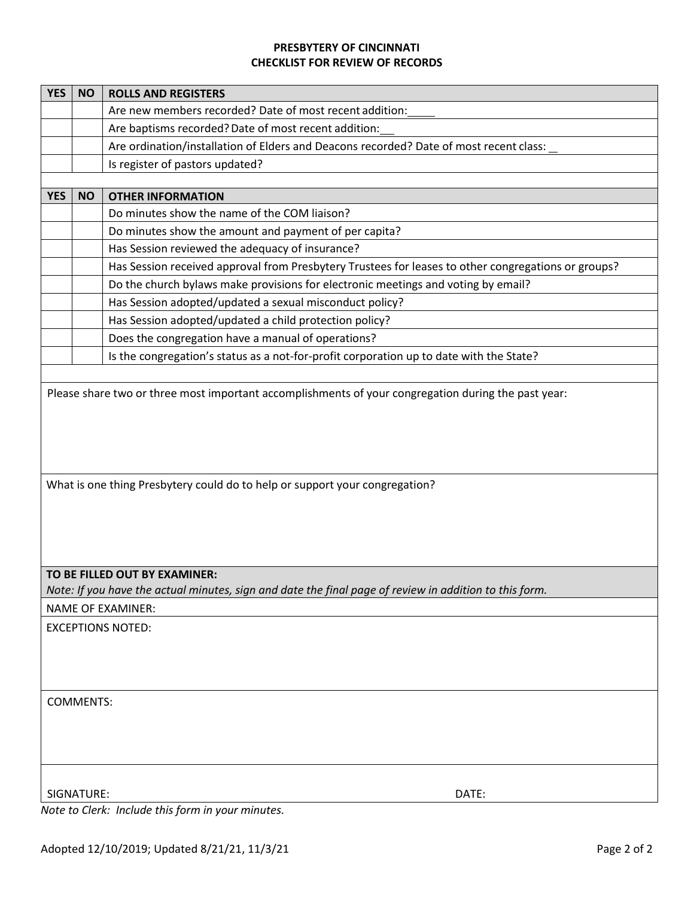**PRESBYTERY OF CINCINNATI**
**CHECKLIST FOR REVIEW OF RECORDS**

| YES | NO | ROLLS AND REGISTERS |
|---|---|---|
| | | Are new members recorded? Date of most recent addition:_____ |
| | | Are baptisms recorded? Date of most recent addition:__ |
| | | Are ordination/installation of Elders and Deacons recorded? Date of most recent class: _ |
| | | Is register of pastors updated? |

| YES | NO | OTHER INFORMATION |
|---|---|---|
| | | Do minutes show the name of the COM liaison? |
| | | Do minutes show the amount and payment of per capita? |
| | | Has Session reviewed the adequacy of insurance? |
| | | Has Session received approval from Presbytery Trustees for leases to other congregations or groups? |
| | | Do the church bylaws make provisions for electronic meetings and voting by email? |
| | | Has Session adopted/updated a sexual misconduct policy? |
| | | Has Session adopted/updated a child protection policy? |
| | | Does the congregation have a manual of operations? |
| | | Is the congregation's status as a not-for-profit corporation up to date with the State? |

Please share two or three most important accomplishments of your congregation during the past year:

What is one thing Presbytery could do to help or support your congregation?

**TO BE FILLED OUT BY EXAMINER:**
*Note: If you have the actual minutes, sign and date the final page of review in addition to this form.*

NAME OF EXAMINER:

EXCEPTIONS NOTED:

COMMENTS:

SIGNATURE: DATE:

*Note to Clerk: Include this form in your minutes.*

Adopted 12/10/2019; Updated 8/21/21, 11/3/21